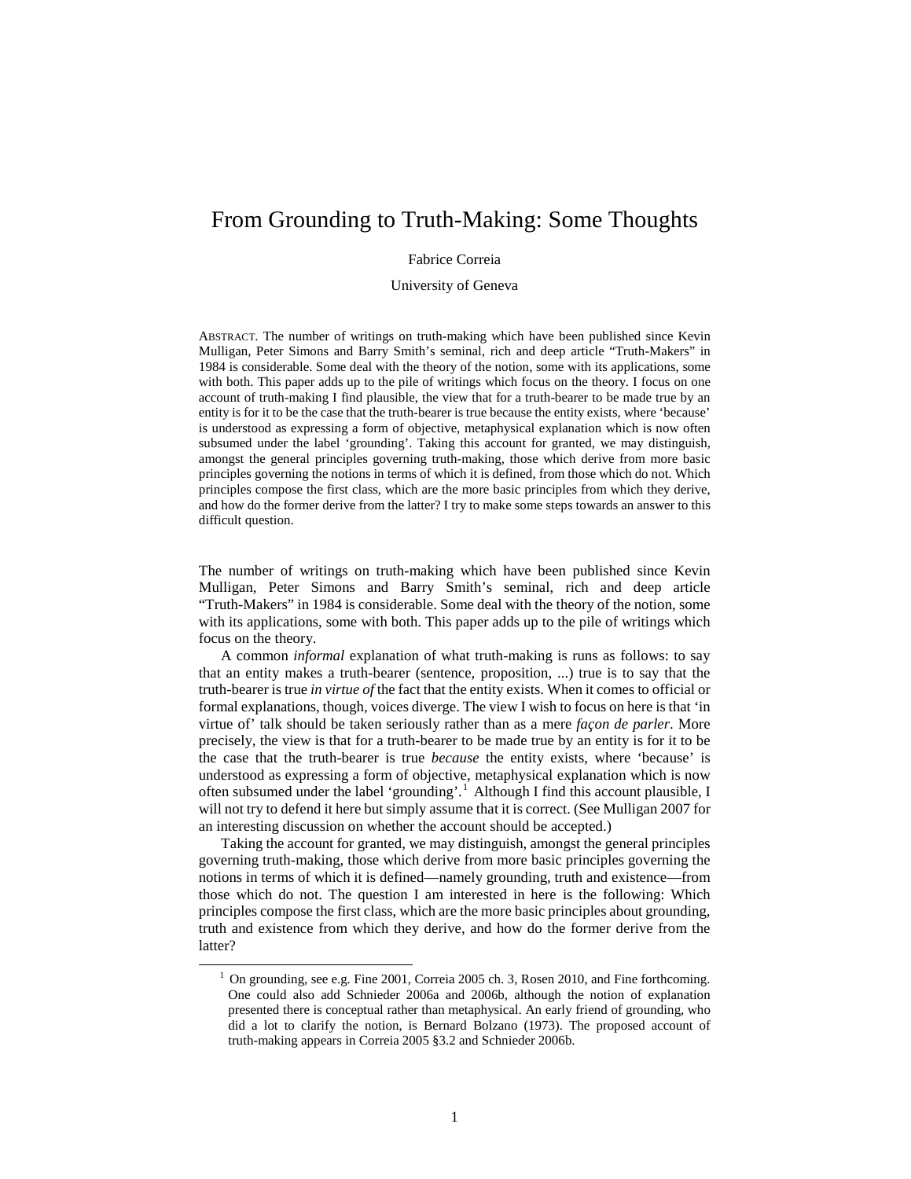# From Grounding to Truth-Making: Some Thoughts

Fabrice Correia

University of Geneva

ABSTRACT. The number of writings on truth-making which have been published since Kevin Mulligan, Peter Simons and Barry Smith's seminal, rich and deep article "Truth-Makers" in 1984 is considerable. Some deal with the theory of the notion, some with its applications, some with both. This paper adds up to the pile of writings which focus on the theory. I focus on one account of truth-making I find plausible, the view that for a truth-bearer to be made true by an entity is for it to be the case that the truth-bearer is true because the entity exists, where 'because' is understood as expressing a form of objective, metaphysical explanation which is now often subsumed under the label 'grounding'. Taking this account for granted, we may distinguish, amongst the general principles governing truth-making, those which derive from more basic principles governing the notions in terms of which it is defined, from those which do not. Which principles compose the first class, which are the more basic principles from which they derive, and how do the former derive from the latter? I try to make some steps towards an answer to this difficult question.

The number of writings on truth-making which have been published since Kevin Mulligan, Peter Simons and Barry Smith's seminal, rich and deep article "Truth-Makers" in 1984 is considerable. Some deal with the theory of the notion, some with its applications, some with both. This paper adds up to the pile of writings which focus on the theory.

A common *informal* explanation of what truth-making is runs as follows: to say that an entity makes a truth-bearer (sentence, proposition, ...) true is to say that the truth-bearer is true *in virtue of* the fact that the entity exists. When it comes to official or formal explanations, though, voices diverge. The view I wish to focus on here is that 'in virtue of' talk should be taken seriously rather than as a mere *façon de parler*. More precisely, the view is that for a truth-bearer to be made true by an entity is for it to be the case that the truth-bearer is true *because* the entity exists, where 'because' is understood as expressing a form of objective, metaphysical explanation which is now often subsumed under the label 'grounding'.[1] Although I find this account plausible, I will not try to defend it here but simply assume that it is correct. (See Mulligan 2007 for an interesting discussion on whether the account should be accepted.)

Taking the account for granted, we may distinguish, amongst the general principles governing truth-making, those which derive from more basic principles governing the notions in terms of which it is defined—namely grounding, truth and existence—from those which do not. The question I am interested in here is the following: Which principles compose the first class, which are the more basic principles about grounding, truth and existence from which they derive, and how do the former derive from the latter?

[1] On grounding, see e.g. Fine 2001, Correia 2005 ch. 3, Rosen 2010, and Fine forthcoming. One could also add Schnieder 2006a and 2006b, although the notion of explanation presented there is conceptual rather than metaphysical. An early friend of grounding, who did a lot to clarify the notion, is Bernard Bolzano (1973). The proposed account of truth-making appears in Correia 2005 §3.2 and Schnieder 2006b.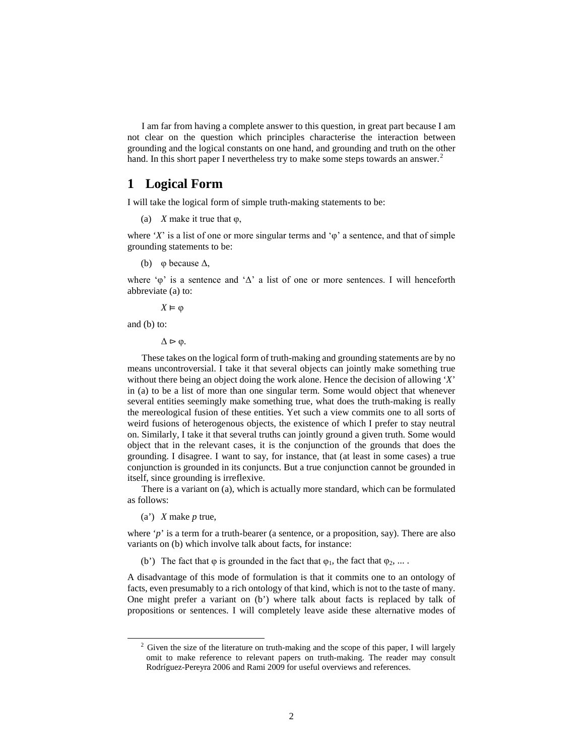I am far from having a complete answer to this question, in great part because I am not clear on the question which principles characterise the interaction between grounding and the logical constants on one hand, and grounding and truth on the other hand. In this short paper I nevertheless try to make some steps towards an answer.[2]

# 1 Logical Form

I will take the logical form of simple truth-making statements to be:

(a) *X* make it true that φ,

where '*X*' is a list of one or more singular terms and 'φ' a sentence, and that of simple grounding statements to be:

(b) φ because Δ,

where 'φ' is a sentence and 'Δ' a list of one or more sentences. I will henceforth abbreviate (a) to:

$$X \vDash \varphi$$

and (b) to:

$$\Delta \rhd \varphi.$$

These takes on the logical form of truth-making and grounding statements are by no means uncontroversial. I take it that several objects can jointly make something true without there being an object doing the work alone. Hence the decision of allowing '*X*' in (a) to be a list of more than one singular term. Some would object that whenever several entities seemingly make something true, what does the truth-making is really the mereological fusion of these entities. Yet such a view commits one to all sorts of weird fusions of heterogenous objects, the existence of which I prefer to stay neutral on. Similarly, I take it that several truths can jointly ground a given truth. Some would object that in the relevant cases, it is the conjunction of the grounds that does the grounding. I disagree. I want to say, for instance, that (at least in some cases) a true conjunction is grounded in its conjuncts. But a true conjunction cannot be grounded in itself, since grounding is irreflexive.

There is a variant on (a), which is actually more standard, which can be formulated as follows:

(a') *X* make *p* true,

where '*p*' is a term for a truth-bearer (a sentence, or a proposition, say). There are also variants on (b) which involve talk about facts, for instance:

(b') The fact that φ is grounded in the fact that $\varphi_1$, the fact that $\varphi_2$, ... .

A disadvantage of this mode of formulation is that it commits one to an ontology of facts, even presumably to a rich ontology of that kind, which is not to the taste of many. One might prefer a variant on (b') where talk about facts is replaced by talk of propositions or sentences. I will completely leave aside these alternative modes of

[2] Given the size of the literature on truth-making and the scope of this paper, I will largely omit to make reference to relevant papers on truth-making. The reader may consult Rodríguez-Pereyra 2006 and Rami 2009 for useful overviews and references.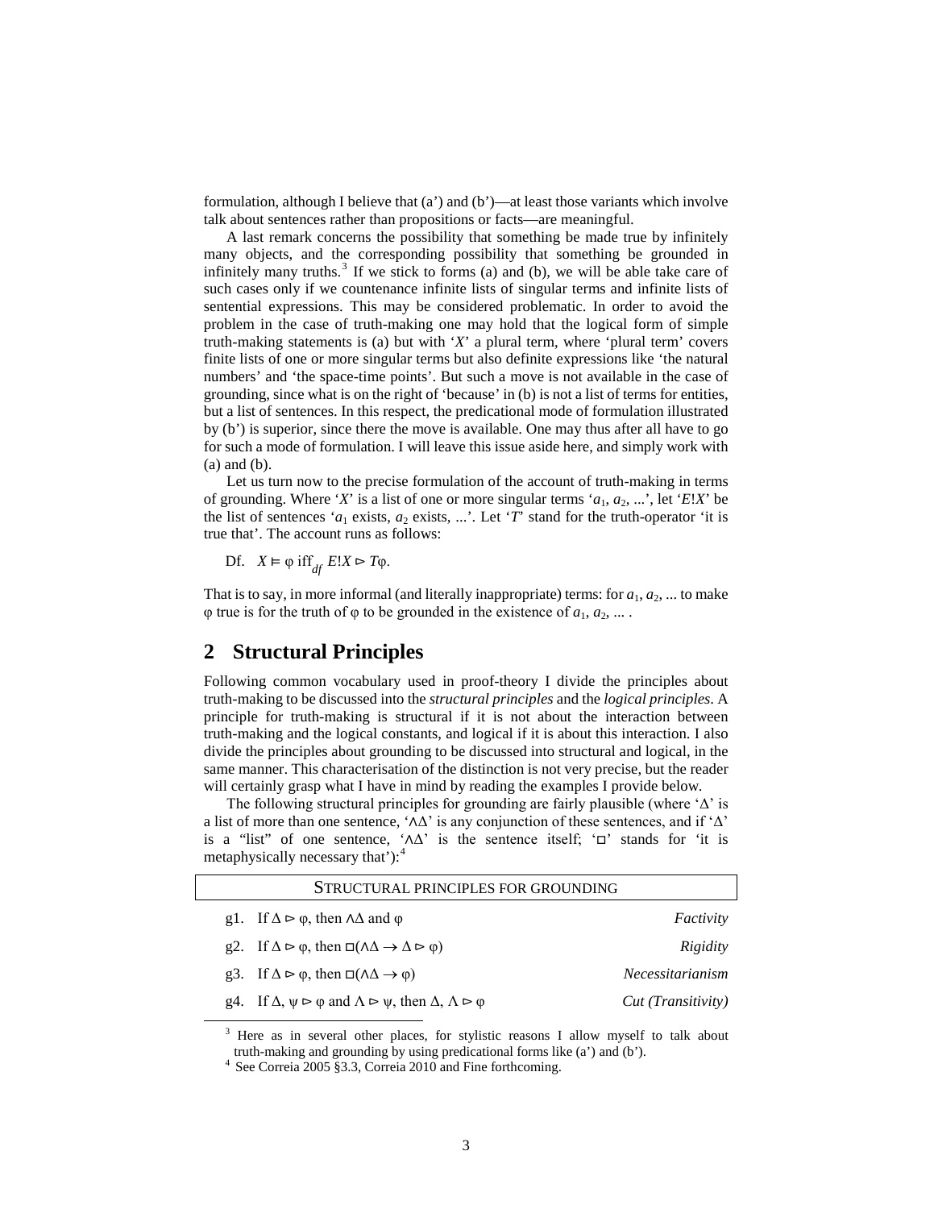formulation, although I believe that (a') and (b')—at least those variants which involve talk about sentences rather than propositions or facts—are meaningful.

A last remark concerns the possibility that something be made true by infinitely many objects, and the corresponding possibility that something be grounded in infinitely many truths.[3] If we stick to forms (a) and (b), we will be able take care of such cases only if we countenance infinite lists of singular terms and infinite lists of sentential expressions. This may be considered problematic. In order to avoid the problem in the case of truth-making one may hold that the logical form of simple truth-making statements is (a) but with '$X$' a plural term, where 'plural term' covers finite lists of one or more singular terms but also definite expressions like 'the natural numbers' and 'the space-time points'. But such a move is not available in the case of grounding, since what is on the right of 'because' in (b) is not a list of terms for entities, but a list of sentences. In this respect, the predicational mode of formulation illustrated by (b') is superior, since there the move is available. One may thus after all have to go for such a mode of formulation. I will leave this issue aside here, and simply work with (a) and (b).

Let us turn now to the precise formulation of the account of truth-making in terms of grounding. Where '$X$' is a list of one or more singular terms '$a_1$, $a_2$, ...', let '$E!X$' be the list of sentences '$a_1$ exists, $a_2$ exists, ...'. Let '$T$' stand for the truth-operator 'it is true that'. The account runs as follows:

Df. $X \vDash \varphi$ iff$_{df}$ $E!X \rhd T\varphi$.

That is to say, in more informal (and literally inappropriate) terms: for $a_1$, $a_2$, ... to make $\varphi$ true is for the truth of $\varphi$ to be grounded in the existence of $a_1$, $a_2$, ... .

## 2 Structural Principles

Following common vocabulary used in proof-theory I divide the principles about truth-making to be discussed into the *structural principles* and the *logical principles*. A principle for truth-making is structural if it is not about the interaction between truth-making and the logical constants, and logical if it is about this interaction. I also divide the principles about grounding to be discussed into structural and logical, in the same manner. This characterisation of the distinction is not very precise, but the reader will certainly grasp what I have in mind by reading the examples I provide below.

The following structural principles for grounding are fairly plausible (where '$\Delta$' is a list of more than one sentence, '$\wedge\Delta$' is any conjunction of these sentences, and if '$\Delta$' is a "list" of one sentence, '$\wedge\Delta$' is the sentence itself; '$\Box$' stands for 'it is metaphysically necessary that'):[4]

STRUCTURAL PRINCIPLES FOR GROUNDING

| | | |
|---|---|---|
| g1. | If $\Delta \rhd \varphi$, then $\wedge\Delta$ and $\varphi$ | *Factivity* |
| g2. | If $\Delta \rhd \varphi$, then $\Box(\wedge\Delta \rightarrow \Delta \rhd \varphi)$ | *Rigidity* |
| g3. | If $\Delta \rhd \varphi$, then $\Box(\wedge\Delta \rightarrow \varphi)$ | *Necessitarianism* |
| g4. | If $\Delta, \psi \rhd \varphi$ and $\Lambda \rhd \psi$, then $\Delta, \Lambda \rhd \varphi$ | *Cut (Transitivity)* |

[3] Here as in several other places, for stylistic reasons I allow myself to talk about truth-making and grounding by using predicational forms like (a') and (b').

[4] See Correia 2005 §3.3, Correia 2010 and Fine forthcoming.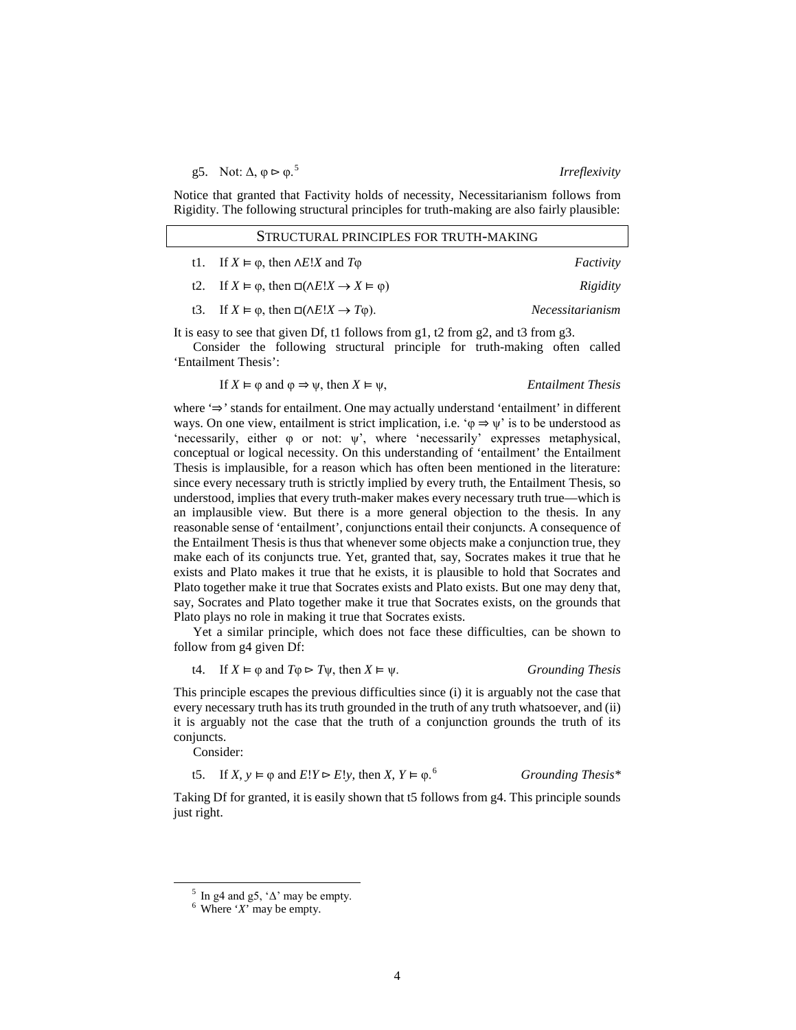g5. Not: $\Delta, \varphi \rhd \varphi$.[5] *Irreflexivity*

Notice that granted that Factivity holds of necessity, Necessitarianism follows from Rigidity. The following structural principles for truth-making are also fairly plausible:

| STRUCTURAL PRINCIPLES FOR TRUTH-MAKING | |
|---|---|
| t1. If $X \vDash \varphi$, then $\wedge E!X$ and $T\varphi$ | *Factivity* |
| t2. If $X \vDash \varphi$, then $\Box(\wedge E!X \rightarrow X \vDash \varphi)$ | *Rigidity* |
| t3. If $X \vDash \varphi$, then $\Box(\wedge E!X \rightarrow T\varphi)$. | *Necessitarianism* |

It is easy to see that given Df, t1 follows from g1, t2 from g2, and t3 from g3.

Consider the following structural principle for truth-making often called 'Entailment Thesis':

If $X \vDash \varphi$ and $\varphi \Rightarrow \psi$, then $X \vDash \psi$, *Entailment Thesis*

where '$\Rightarrow$' stands for entailment. One may actually understand 'entailment' in different ways. On one view, entailment is strict implication, i.e. '$\varphi \Rightarrow \psi$' is to be understood as 'necessarily, either $\varphi$ or not: $\psi$', where 'necessarily' expresses metaphysical, conceptual or logical necessity. On this understanding of 'entailment' the Entailment Thesis is implausible, for a reason which has often been mentioned in the literature: since every necessary truth is strictly implied by every truth, the Entailment Thesis, so understood, implies that every truth-maker makes every necessary truth true—which is an implausible view. But there is a more general objection to the thesis. In any reasonable sense of 'entailment', conjunctions entail their conjuncts. A consequence of the Entailment Thesis is thus that whenever some objects make a conjunction true, they make each of its conjuncts true. Yet, granted that, say, Socrates makes it true that he exists and Plato makes it true that he exists, it is plausible to hold that Socrates and Plato together make it true that Socrates exists and Plato exists. But one may deny that, say, Socrates and Plato together make it true that Socrates exists, on the grounds that Plato plays no role in making it true that Socrates exists.

Yet a similar principle, which does not face these difficulties, can be shown to follow from g4 given Df:

t4. If $X \vDash \varphi$ and $T\varphi \rhd T\psi$, then $X \vDash \psi$. *Grounding Thesis*

This principle escapes the previous difficulties since (i) it is arguably not the case that every necessary truth has its truth grounded in the truth of any truth whatsoever, and (ii) it is arguably not the case that the truth of a conjunction grounds the truth of its conjuncts.

Consider:

t5. If $X, y \vDash \varphi$ and $E!Y \rhd E!y$, then $X, Y \vDash \varphi$.[6] *Grounding Thesis\**

Taking Df for granted, it is easily shown that t5 follows from g4. This principle sounds just right.

[5] In g4 and g5, '$\Delta$' may be empty.

[6] Where '$X$' may be empty.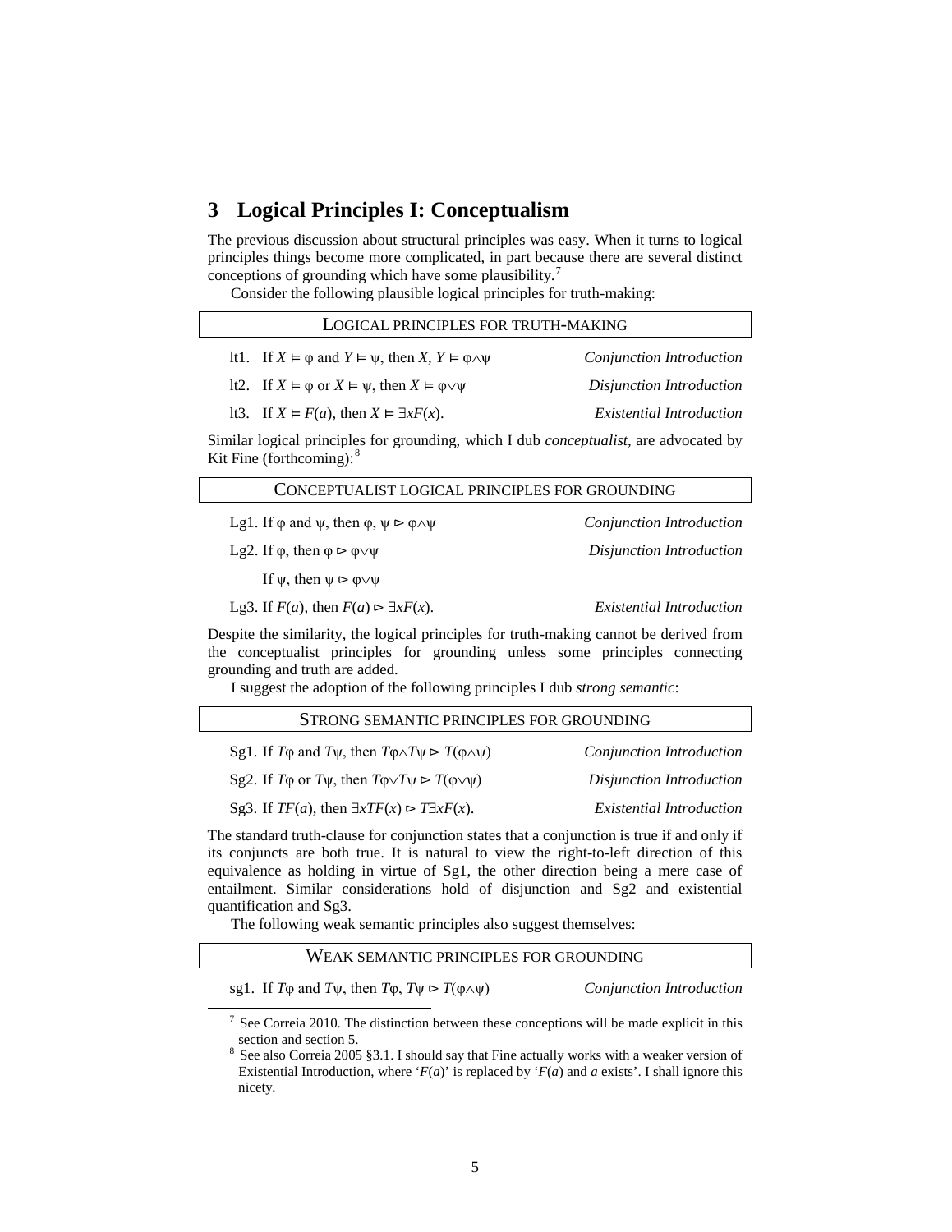## 3 Logical Principles I: Conceptualism

The previous discussion about structural principles was easy. When it turns to logical principles things become more complicated, in part because there are several distinct conceptions of grounding which have some plausibility.[7]

Consider the following plausible logical principles for truth-making:

| LOGICAL PRINCIPLES FOR TRUTH-MAKING | |
|---|---|
| lt1. If $X \vDash \varphi$ and $Y \vDash \psi$, then $X, Y \vDash \varphi \wedge \psi$ | *Conjunction Introduction* |
| lt2. If $X \vDash \varphi$ or $X \vDash \psi$, then $X \vDash \varphi \vee \psi$ | *Disjunction Introduction* |
| lt3. If $X \vDash F(a)$, then $X \vDash \exists x F(x)$. | *Existential Introduction* |

Similar logical principles for grounding, which I dub *conceptualist*, are advocated by Kit Fine (forthcoming):[8]

| CONCEPTUALIST LOGICAL PRINCIPLES FOR GROUNDING | |
|---|---|
| Lg1. If $\varphi$ and $\psi$, then $\varphi, \psi \rhd \varphi \wedge \psi$ | *Conjunction Introduction* |
| Lg2. If $\varphi$, then $\varphi \rhd \varphi \vee \psi$ | *Disjunction Introduction* |
| If $\psi$, then $\psi \rhd \varphi \vee \psi$ | |
| Lg3. If $F(a)$, then $F(a) \rhd \exists x F(x)$. | *Existential Introduction* |

Despite the similarity, the logical principles for truth-making cannot be derived from the conceptualist principles for grounding unless some principles connecting grounding and truth are added.

I suggest the adoption of the following principles I dub *strong semantic*:

| STRONG SEMANTIC PRINCIPLES FOR GROUNDING | |
|---|---|
| Sg1. If $T\varphi$ and $T\psi$, then $T\varphi \wedge T\psi \rhd T(\varphi \wedge \psi)$ | *Conjunction Introduction* |
| Sg2. If $T\varphi$ or $T\psi$, then $T\varphi \vee T\psi \rhd T(\varphi \vee \psi)$ | *Disjunction Introduction* |
| Sg3. If $TF(a)$, then $\exists x TF(x) \rhd T\exists x F(x)$. | *Existential Introduction* |

The standard truth-clause for conjunction states that a conjunction is true if and only if its conjuncts are both true. It is natural to view the right-to-left direction of this equivalence as holding in virtue of Sg1, the other direction being a mere case of entailment. Similar considerations hold of disjunction and Sg2 and existential quantification and Sg3.

The following weak semantic principles also suggest themselves:

| WEAK SEMANTIC PRINCIPLES FOR GROUNDING | |
|---|---|
| sg1. If $T\varphi$ and $T\psi$, then $T\varphi, T\psi \rhd T(\varphi \wedge \psi)$ | *Conjunction Introduction* |

[7] See Correia 2010. The distinction between these conceptions will be made explicit in this section and section 5.

[8] See also Correia 2005 §3.1. I should say that Fine actually works with a weaker version of Existential Introduction, where '$F(a)$' is replaced by '$F(a)$ and $a$ exists'. I shall ignore this nicety.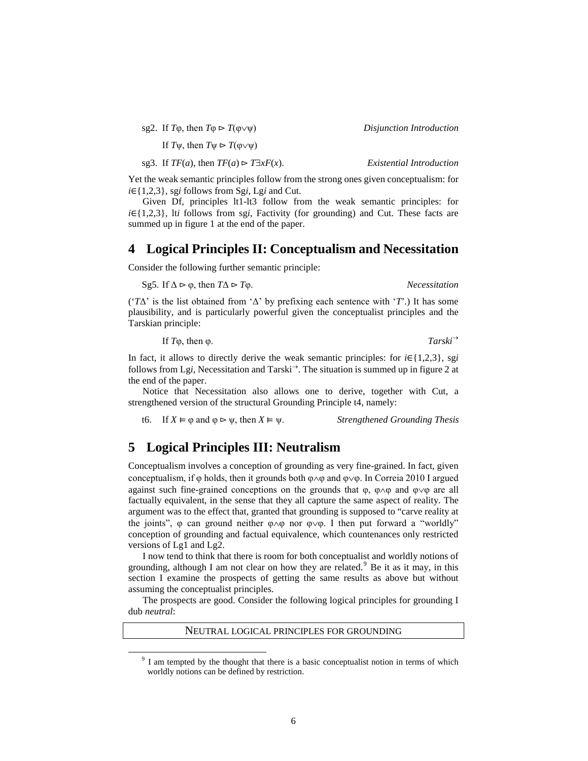sg2. If $T\varphi$, then $T\varphi \rhd T(\varphi\vee\psi)$ *Disjunction Introduction*

If $T\psi$, then $T\psi \rhd T(\varphi\vee\psi)$

sg3. If $TF(a)$, then $TF(a) \rhd T\exists xF(x)$. *Existential Introduction*

Yet the weak semantic principles follow from the strong ones given conceptualism: for $i\in\{1,2,3\}$, sg*i* follows from Sg*i*, Lg*i* and Cut.

Given Df, principles lt1-lt3 follow from the weak semantic principles: for $i\in\{1,2,3\}$, lt*i* follows from sg*i*, Factivity (for grounding) and Cut. These facts are summed up in figure 1 at the end of the paper.

## 4 Logical Principles II: Conceptualism and Necessitation

Consider the following further semantic principle:

Sg5. If $\Delta \rhd \varphi$, then $T\Delta \rhd T\varphi$. *Necessitation*

('$T\Delta$' is the list obtained from '$\Delta$' by prefixing each sentence with '$T$'.) It has some plausibility, and is particularly powerful given the conceptualist principles and the Tarskian principle:

If $T\varphi$, then $\varphi$. *Tarski*$^{\rightarrow}$

In fact, it allows to directly derive the weak semantic principles: for $i\in\{1,2,3\}$, sg*i* follows from Lg*i*, Necessitation and Tarski$^{\rightarrow}$. The situation is summed up in figure 2 at the end of the paper.

Notice that Necessitation also allows one to derive, together with Cut, a strengthened version of the structural Grounding Principle t4, namely:

t6. If $X \vDash \varphi$ and $\varphi \rhd \psi$, then $X \vDash \psi$. *Strengthened Grounding Thesis*

## 5 Logical Principles III: Neutralism

Conceptualism involves a conception of grounding as very fine-grained. In fact, given conceptualism, if $\varphi$ holds, then it grounds both $\varphi\wedge\varphi$ and $\varphi\vee\varphi$. In Correia 2010 I argued against such fine-grained conceptions on the grounds that $\varphi$, $\varphi\wedge\varphi$ and $\varphi\vee\varphi$ are all factually equivalent, in the sense that they all capture the same aspect of reality. The argument was to the effect that, granted that grounding is supposed to "carve reality at the joints", $\varphi$ can ground neither $\varphi\wedge\varphi$ nor $\varphi\vee\varphi$. I then put forward a "worldly" conception of grounding and factual equivalence, which countenances only restricted versions of Lg1 and Lg2.

I now tend to think that there is room for both conceptualist and worldly notions of grounding, although I am not clear on how they are related.[9] Be it as it may, in this section I examine the prospects of getting the same results as above but without assuming the conceptualist principles.

The prospects are good. Consider the following logical principles for grounding I dub *neutral*:

NEUTRAL LOGICAL PRINCIPLES FOR GROUNDING

[9] I am tempted by the thought that there is a basic conceptualist notion in terms of which worldly notions can be defined by restriction.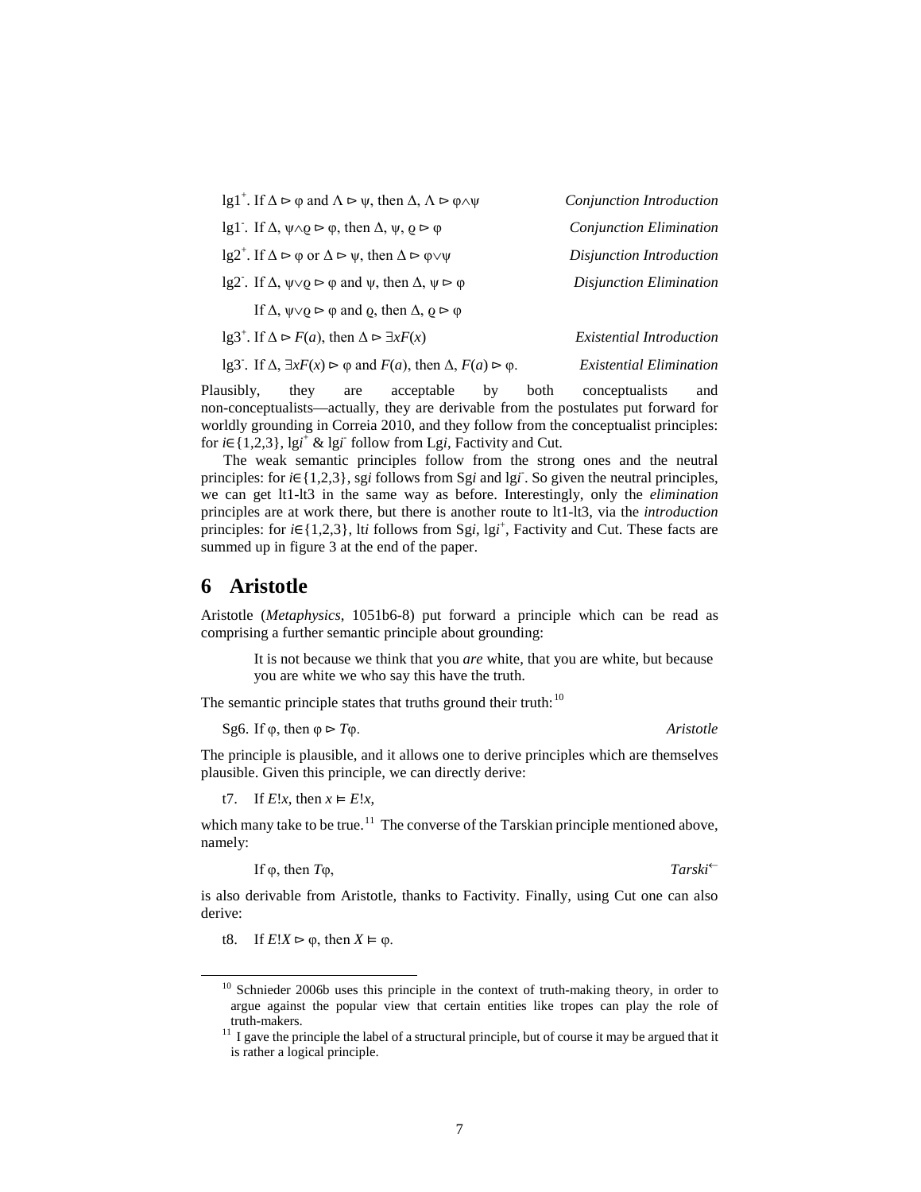lg1$^{+}$. If $\Delta \rhd \varphi$ and $\Lambda \rhd \psi$, then $\Delta, \Lambda \rhd \varphi\wedge\psi$ *Conjunction Introduction*

lg1$^{-}$. If $\Delta, \psi\wedge\varrho \rhd \varphi$, then $\Delta, \psi, \varrho \rhd \varphi$ *Conjunction Elimination*

lg2$^{+}$. If $\Delta \rhd \varphi$ or $\Delta \rhd \psi$, then $\Delta \rhd \varphi\vee\psi$ *Disjunction Introduction*

lg2$^{-}$. If $\Delta, \psi\vee\varrho \rhd \varphi$ and $\psi$, then $\Delta, \psi \rhd \varphi$ *Disjunction Elimination*

If $\Delta, \psi\vee\varrho \rhd \varphi$ and $\varrho$, then $\Delta, \varrho \rhd \varphi$

lg3$^{+}$. If $\Delta \rhd F(a)$, then $\Delta \rhd \exists xF(x)$ *Existential Introduction*

lg3$^{-}$. If $\Delta, \exists xF(x) \rhd \varphi$ and $F(a)$, then $\Delta, F(a) \rhd \varphi$. *Existential Elimination*

Plausibly, they are acceptable by both conceptualists and non-conceptualists—actually, they are derivable from the postulates put forward for worldly grounding in Correia 2010, and they follow from the conceptualist principles: for $i\in\{1,2,3\}$, lg$i^{+}$ & lg$i^{-}$ follow from Lg$i$, Factivity and Cut.

The weak semantic principles follow from the strong ones and the neutral principles: for $i\in\{1,2,3\}$, sg$i$ follows from Sg$i$ and lg$i^{-}$. So given the neutral principles, we can get lt1-lt3 in the same way as before. Interestingly, only the *elimination* principles are at work there, but there is another route to lt1-lt3, via the *introduction* principles: for $i\in\{1,2,3\}$, lt$i$ follows from Sg$i$, lg$i^{+}$, Factivity and Cut. These facts are summed up in figure 3 at the end of the paper.

## 6 Aristotle

Aristotle (*Metaphysics*, 1051b6-8) put forward a principle which can be read as comprising a further semantic principle about grounding:

> It is not because we think that you *are* white, that you are white, but because you are white we who say this have the truth.

The semantic principle states that truths ground their truth:[10]

Sg6. If $\varphi$, then $\varphi \rhd T\varphi$. *Aristotle*

The principle is plausible, and it allows one to derive principles which are themselves plausible. Given this principle, we can directly derive:

t7. If $E!x$, then $x \vDash E!x$,

which many take to be true.[11] The converse of the Tarskian principle mentioned above, namely:

If $\varphi$, then $T\varphi$, *Tarski*$^{\leftarrow}$

is also derivable from Aristotle, thanks to Factivity. Finally, using Cut one can also derive:

t8. If $E!X \rhd \varphi$, then $X \vDash \varphi$.

---

[10] Schnieder 2006b uses this principle in the context of truth-making theory, in order to argue against the popular view that certain entities like tropes can play the role of truth-makers.

[11] I gave the principle the label of a structural principle, but of course it may be argued that it is rather a logical principle.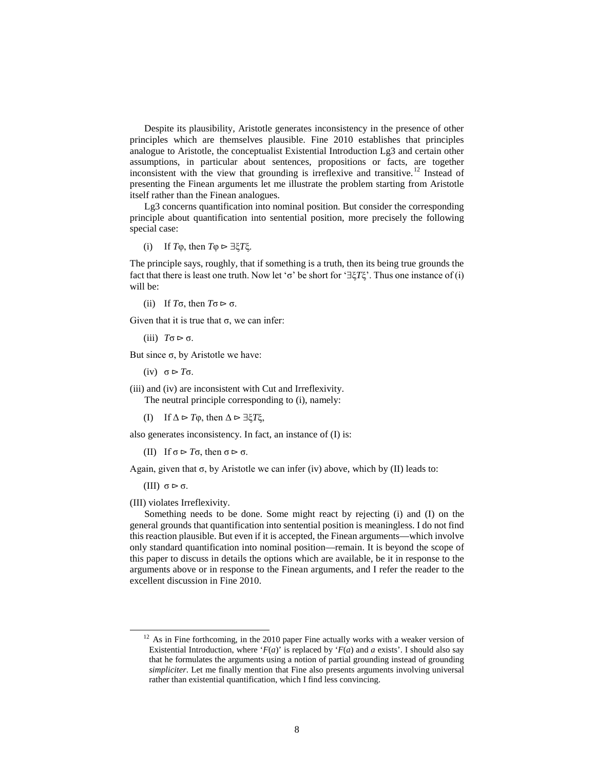Despite its plausibility, Aristotle generates inconsistency in the presence of other principles which are themselves plausible. Fine 2010 establishes that principles analogue to Aristotle, the conceptualist Existential Introduction Lg3 and certain other assumptions, in particular about sentences, propositions or facts, are together inconsistent with the view that grounding is irreflexive and transitive.[12] Instead of presenting the Finean arguments let me illustrate the problem starting from Aristotle itself rather than the Finean analogues.

Lg3 concerns quantification into nominal position. But consider the corresponding principle about quantification into sentential position, more precisely the following special case:

(i) If $T\varphi$, then $T\varphi \rhd \exists\xi T\xi$.

The principle says, roughly, that if something is a truth, then its being true grounds the fact that there is least one truth. Now let '$\sigma$' be short for '$\exists\xi T\xi$'. Thus one instance of (i) will be:

(ii) If $T\sigma$, then $T\sigma \rhd \sigma$.

Given that it is true that $\sigma$, we can infer:

(iii) $T\sigma \rhd \sigma$.

But since $\sigma$, by Aristotle we have:

(iv) $\sigma \rhd T\sigma$.

(iii) and (iv) are inconsistent with Cut and Irreflexivity.

The neutral principle corresponding to (i), namely:

(I) If $\Delta \rhd T\varphi$, then $\Delta \rhd \exists\xi T\xi$,

also generates inconsistency. In fact, an instance of (I) is:

(II) If $\sigma \rhd T\sigma$, then $\sigma \rhd \sigma$.

Again, given that $\sigma$, by Aristotle we can infer (iv) above, which by (II) leads to:

(III) $\sigma \rhd \sigma$.

(III) violates Irreflexivity.

Something needs to be done. Some might react by rejecting (i) and (I) on the general grounds that quantification into sentential position is meaningless. I do not find this reaction plausible. But even if it is accepted, the Finean arguments—which involve only standard quantification into nominal position—remain. It is beyond the scope of this paper to discuss in details the options which are available, be it in response to the arguments above or in response to the Finean arguments, and I refer the reader to the excellent discussion in Fine 2010.

[12] As in Fine forthcoming, in the 2010 paper Fine actually works with a weaker version of Existential Introduction, where '$F(a)$' is replaced by '$F(a)$ and $a$ exists'. I should also say that he formulates the arguments using a notion of partial grounding instead of grounding *simpliciter*. Let me finally mention that Fine also presents arguments involving universal rather than existential quantification, which I find less convincing.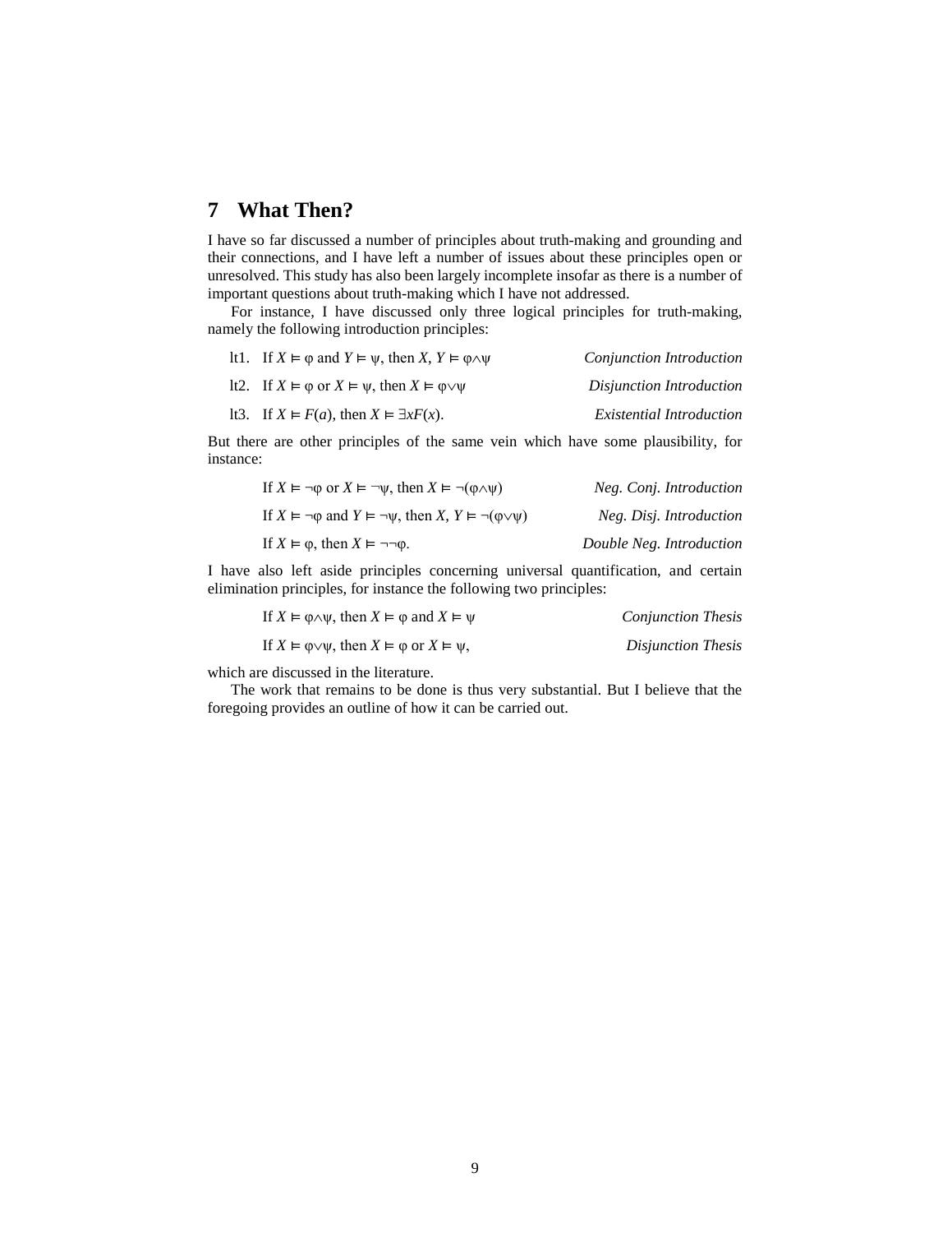## 7 What Then?

I have so far discussed a number of principles about truth-making and grounding and their connections, and I have left a number of issues about these principles open or unresolved. This study has also been largely incomplete insofar as there is a number of important questions about truth-making which I have not addressed.

For instance, I have discussed only three logical principles for truth-making, namely the following introduction principles:

lt1. If $X \vDash \varphi$ and $Y \vDash \psi$, then $X, Y \vDash \varphi\wedge\psi$ *Conjunction Introduction*

lt2. If $X \vDash \varphi$ or $X \vDash \psi$, then $X \vDash \varphi\vee\psi$ *Disjunction Introduction*

lt3. If $X \vDash F(a)$, then $X \vDash \exists xF(x)$. *Existential Introduction*

But there are other principles of the same vein which have some plausibility, for instance:

If $X \vDash \neg\varphi$ or $X \vDash \neg\psi$, then $X \vDash \neg(\varphi\wedge\psi)$ *Neg. Conj. Introduction*

If $X \vDash \neg\varphi$ and $Y \vDash \neg\psi$, then $X, Y \vDash \neg(\varphi\vee\psi)$ *Neg. Disj. Introduction*

If $X \vDash \varphi$, then $X \vDash \neg\neg\varphi$. *Double Neg. Introduction*

I have also left aside principles concerning universal quantification, and certain elimination principles, for instance the following two principles:

If $X \vDash \varphi\wedge\psi$, then $X \vDash \varphi$ and $X \vDash \psi$ *Conjunction Thesis*

If $X \vDash \varphi\vee\psi$, then $X \vDash \varphi$ or $X \vDash \psi$, *Disjunction Thesis*

which are discussed in the literature.

The work that remains to be done is thus very substantial. But I believe that the foregoing provides an outline of how it can be carried out.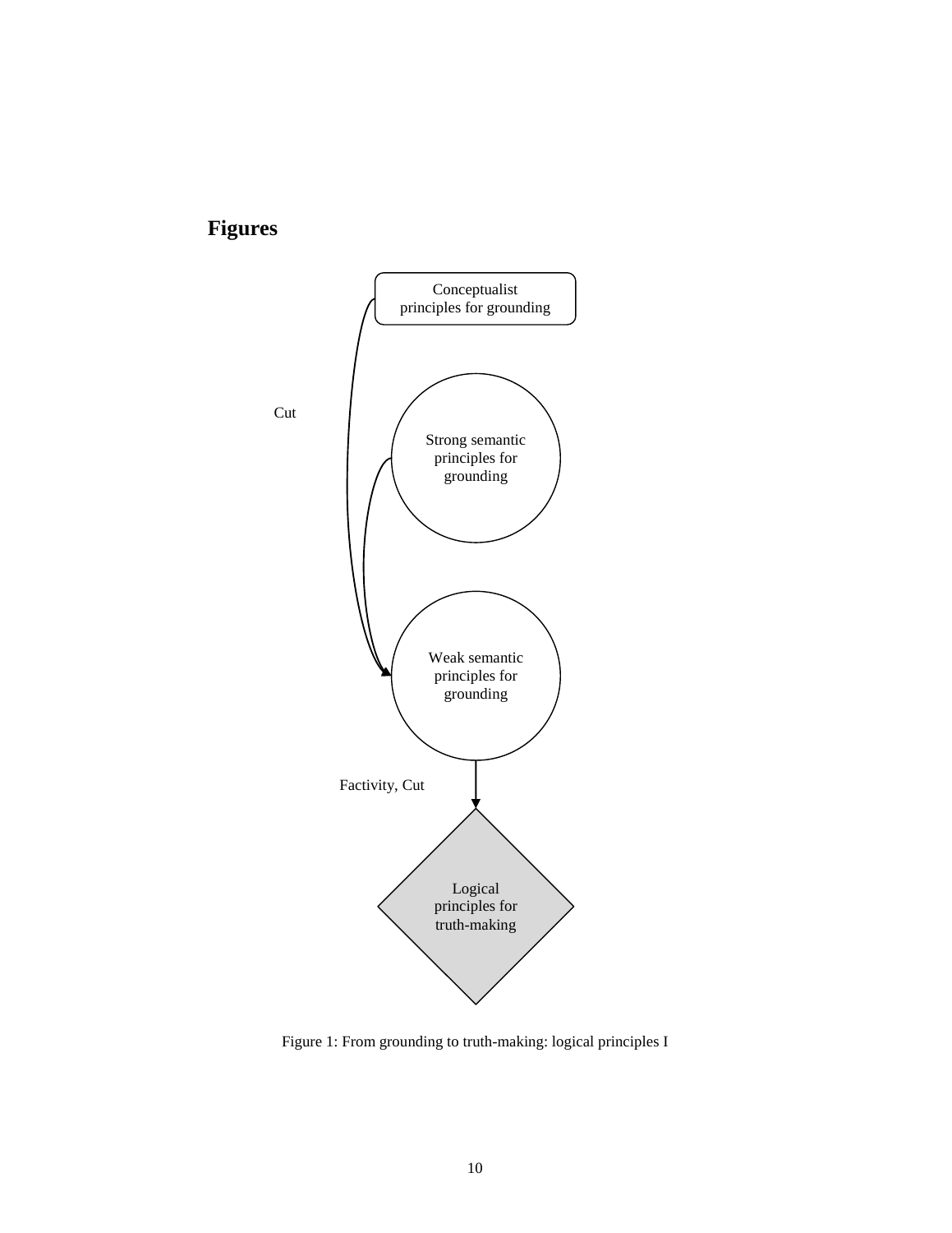## Figures

Conceptualist principles for grounding

Cut

Strong semantic principles for grounding

Weak semantic principles for grounding

Factivity, Cut

Logical principles for truth-making

Figure 1: From grounding to truth-making: logical principles I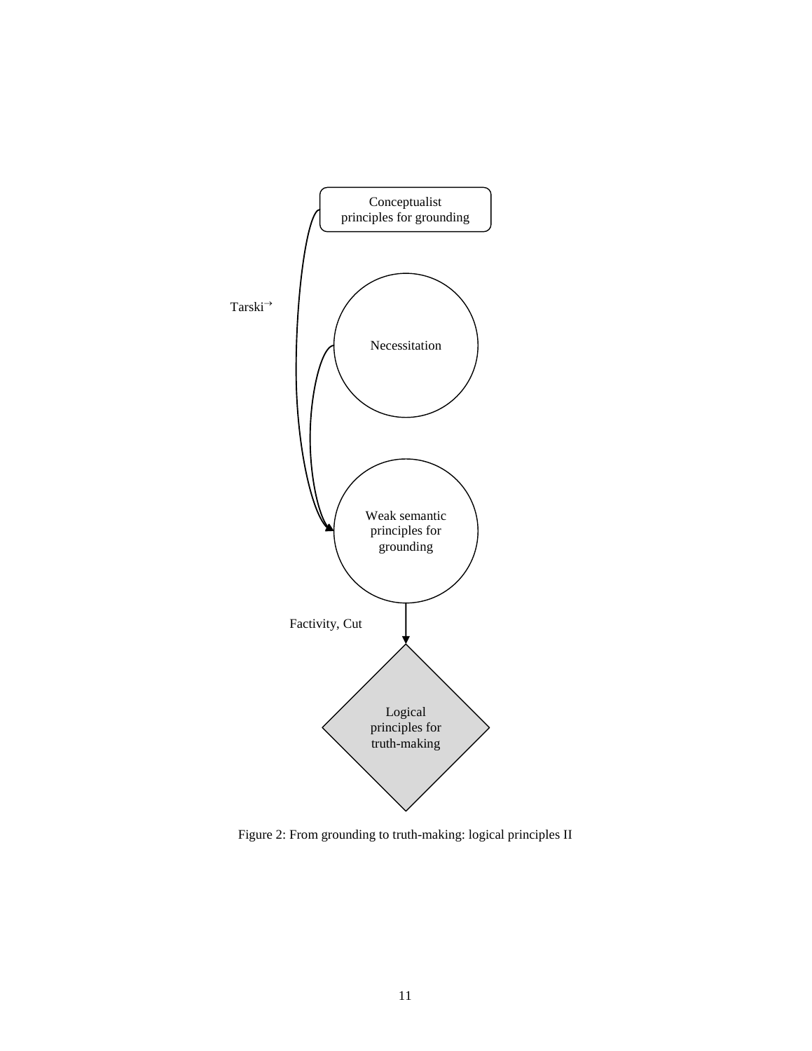Conceptualist principles for grounding

Tarski$^{\rightarrow}$

Necessitation

Weak semantic principles for grounding

Factivity, Cut

Logical principles for truth-making

Figure 2: From grounding to truth-making: logical principles II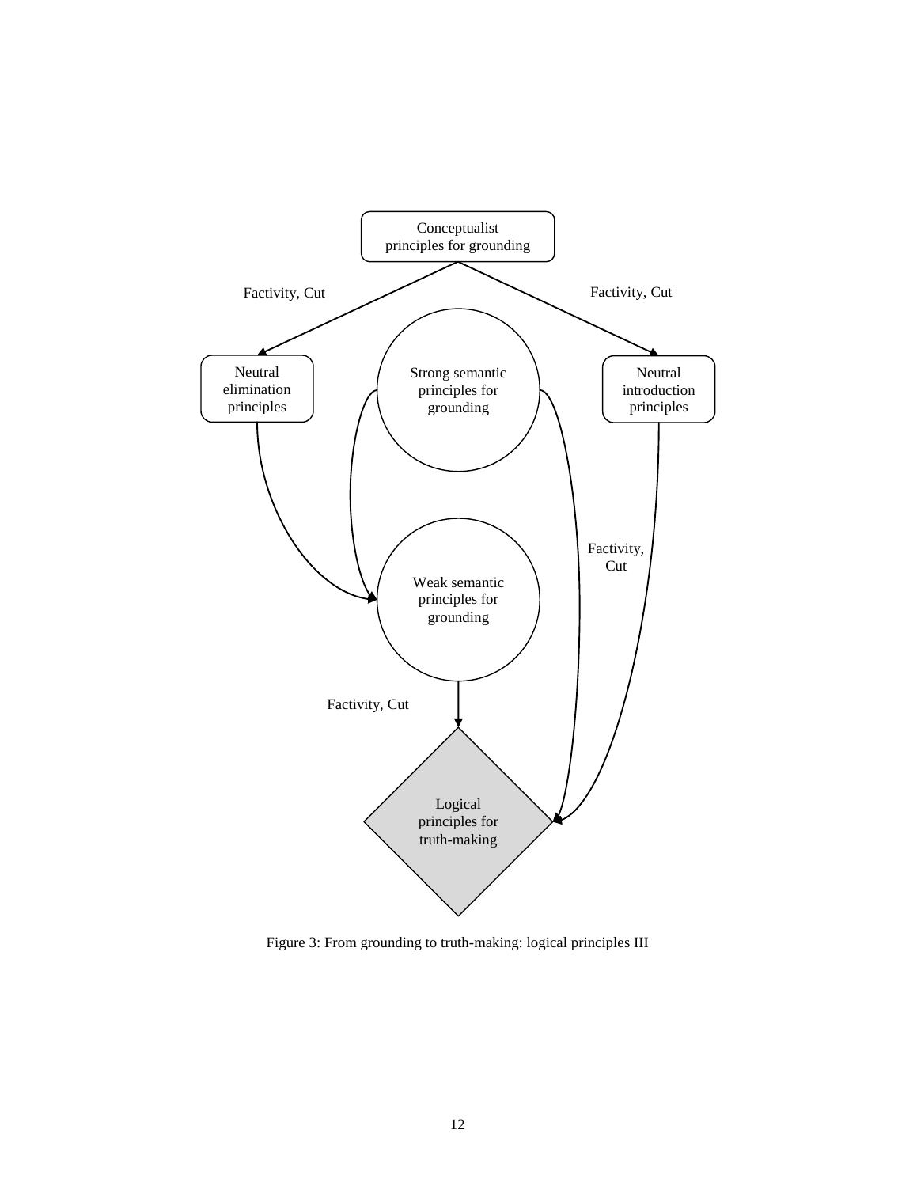Figure 3: From grounding to truth-making: logical principles III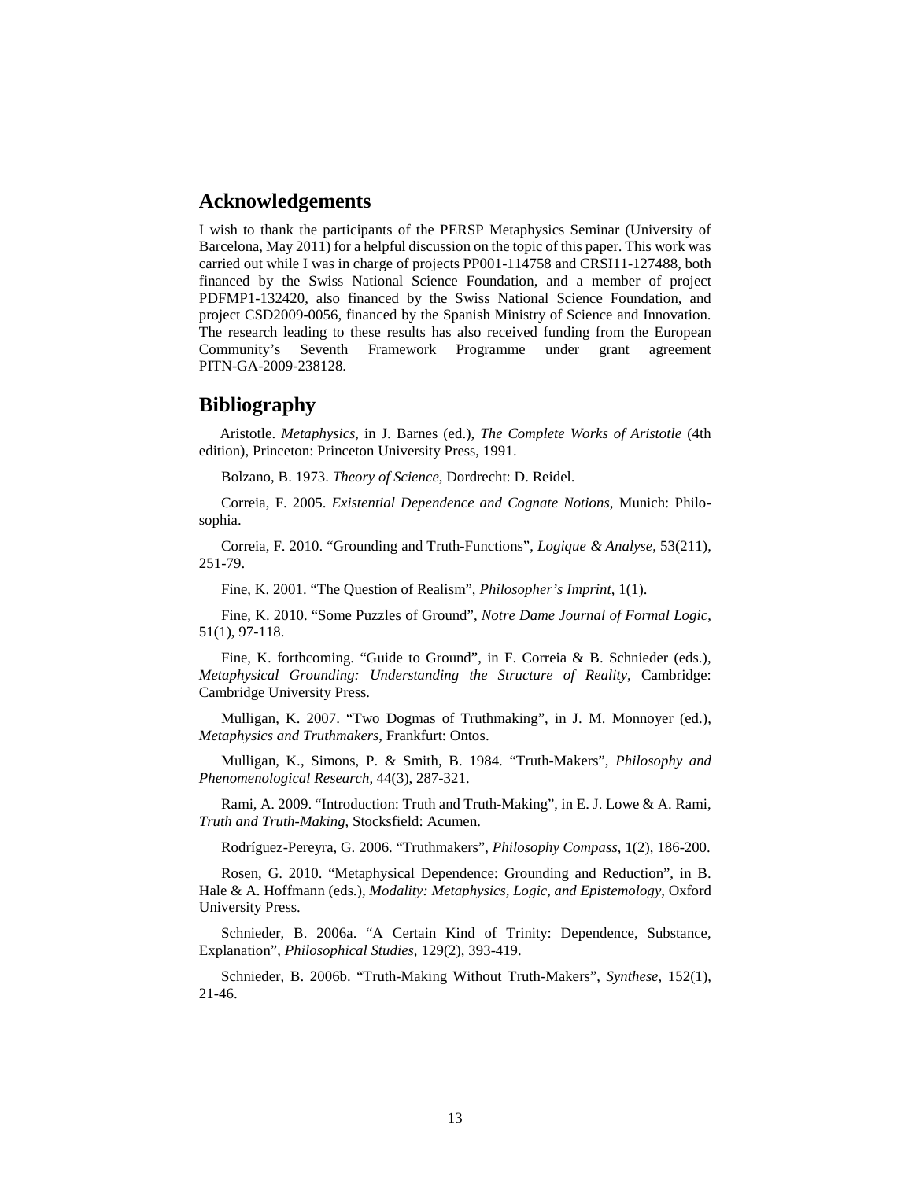## Acknowledgements

I wish to thank the participants of the PERSP Metaphysics Seminar (University of Barcelona, May 2011) for a helpful discussion on the topic of this paper. This work was carried out while I was in charge of projects PP001-114758 and CRSI11-127488, both financed by the Swiss National Science Foundation, and a member of project PDFMP1-132420, also financed by the Swiss National Science Foundation, and project CSD2009-0056, financed by the Spanish Ministry of Science and Innovation. The research leading to these results has also received funding from the European Community's Seventh Framework Programme under grant agreement PITN-GA-2009-238128.

## Bibliography

Aristotle. *Metaphysics*, in J. Barnes (ed.), *The Complete Works of Aristotle* (4th edition), Princeton: Princeton University Press, 1991.

Bolzano, B. 1973. *Theory of Science*, Dordrecht: D. Reidel.

Correia, F. 2005. *Existential Dependence and Cognate Notions*, Munich: Philosophia.

Correia, F. 2010. "Grounding and Truth-Functions", *Logique & Analyse*, 53(211), 251-79.

Fine, K. 2001. "The Question of Realism", *Philosopher's Imprint*, 1(1).

Fine, K. 2010. "Some Puzzles of Ground", *Notre Dame Journal of Formal Logic*, 51(1), 97-118.

Fine, K. forthcoming. "Guide to Ground", in F. Correia & B. Schnieder (eds.), *Metaphysical Grounding: Understanding the Structure of Reality*, Cambridge: Cambridge University Press.

Mulligan, K. 2007. "Two Dogmas of Truthmaking", in J. M. Monnoyer (ed.), *Metaphysics and Truthmakers*, Frankfurt: Ontos.

Mulligan, K., Simons, P. & Smith, B. 1984. "Truth-Makers", *Philosophy and Phenomenological Research*, 44(3), 287-321.

Rami, A. 2009. "Introduction: Truth and Truth-Making", in E. J. Lowe & A. Rami, *Truth and Truth-Making*, Stocksfield: Acumen.

Rodríguez-Pereyra, G. 2006. "Truthmakers", *Philosophy Compass*, 1(2), 186-200.

Rosen, G. 2010. "Metaphysical Dependence: Grounding and Reduction", in B. Hale & A. Hoffmann (eds.), *Modality: Metaphysics, Logic, and Epistemology*, Oxford University Press.

Schnieder, B. 2006a. "A Certain Kind of Trinity: Dependence, Substance, Explanation", *Philosophical Studies*, 129(2), 393-419.

Schnieder, B. 2006b. "Truth-Making Without Truth-Makers", *Synthese*, 152(1), 21-46.